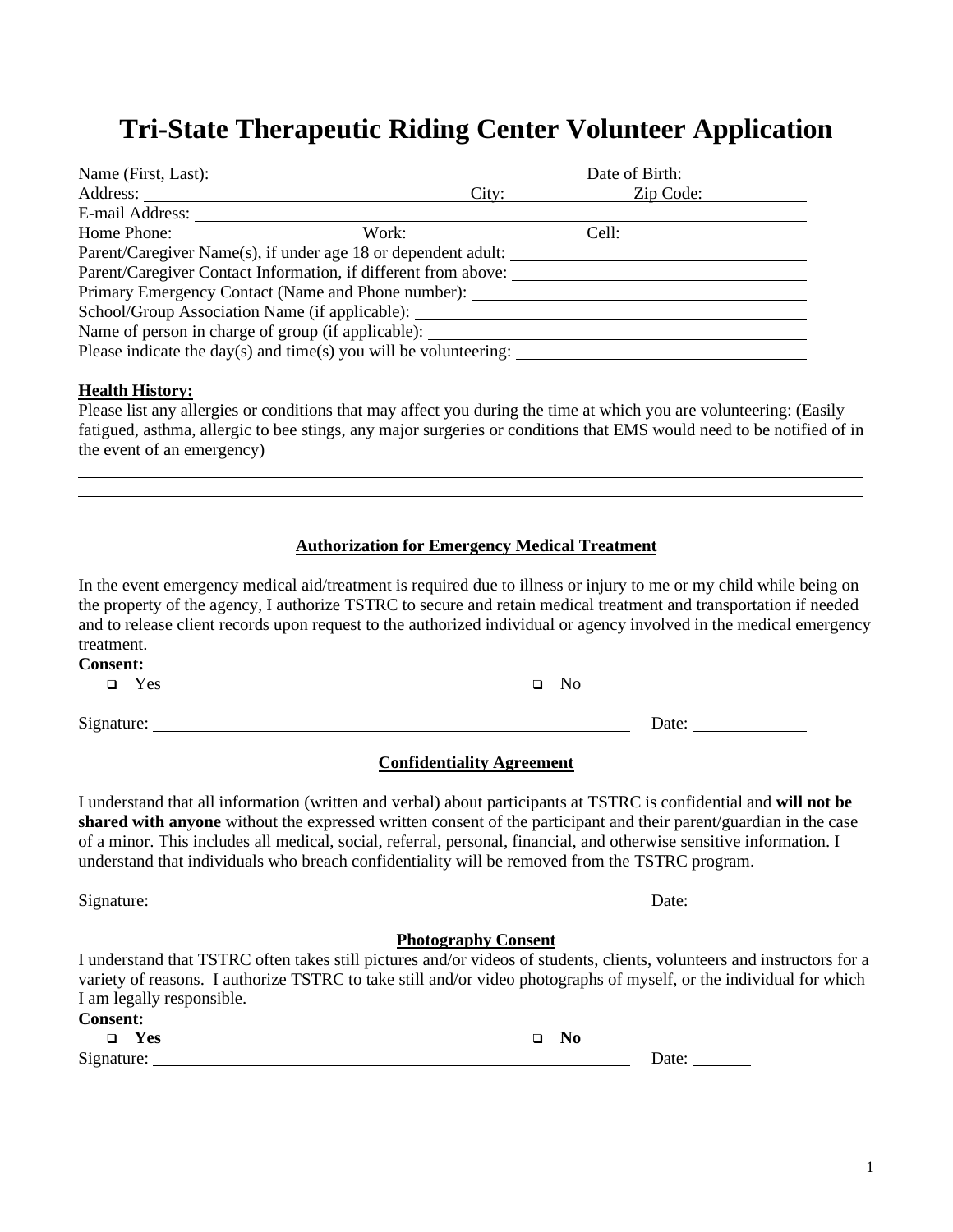# Tri-State Therapeutic Riding Center Volunteer Application

Name (First, Last): ________________________________________ Date of Birth: ______________

Address: ____________________________________ City: ______________ Zip Code: ____________

E-mail Address: ________________________________________________________________

Home Phone: ____________________ Work: ____________________ Cell: ____________________

Parent/Caregiver Name(s), if under age 18 or dependent adult: ________________________________

Parent/Caregiver Contact Information, if different from above: ________________________________

Primary Emergency Contact (Name and Phone number): ______________________________________

School/Group Association Name (if applicable): _____________________________________________

Name of person in charge of group (if applicable): __________________________________________

Please indicate the day(s) and time(s) you will be volunteering: ______________________________

**Health History:**

Please list any allergies or conditions that may affect you during the time at which you are volunteering: (Easily fatigued, asthma, allergic to bee stings, any major surgeries or conditions that EMS would need to be notified of in the event of an emergency)

______________________________________________________________________________

______________________________________________________________________________

______________________________________________________________________________

**Authorization for Emergency Medical Treatment**

In the event emergency medical aid/treatment is required due to illness or injury to me or my child while being on the property of the agency, I authorize TSTRC to secure and retain medical treatment and transportation if needed and to release client records upon request to the authorized individual or agency involved in the medical emergency treatment.

**Consent:**

- ☐ Yes
- ☐ No

Signature: ____________________________________________ Date: ______________

**Confidentiality Agreement**

I understand that all information (written and verbal) about participants at TSTRC is confidential and **will not be shared with anyone** without the expressed written consent of the participant and their parent/guardian in the case of a minor. This includes all medical, social, referral, personal, financial, and otherwise sensitive information. I understand that individuals who breach confidentiality will be removed from the TSTRC program.

Signature: ____________________________________________ Date: ______________

**Photography Consent**

I understand that TSTRC often takes still pictures and/or videos of students, clients, volunteers and instructors for a variety of reasons. I authorize TSTRC to take still and/or video photographs of myself, or the individual for which I am legally responsible.

**Consent:**

- ☐ **Yes**
- ☐ **No**

Signature: ____________________________________________ Date: ________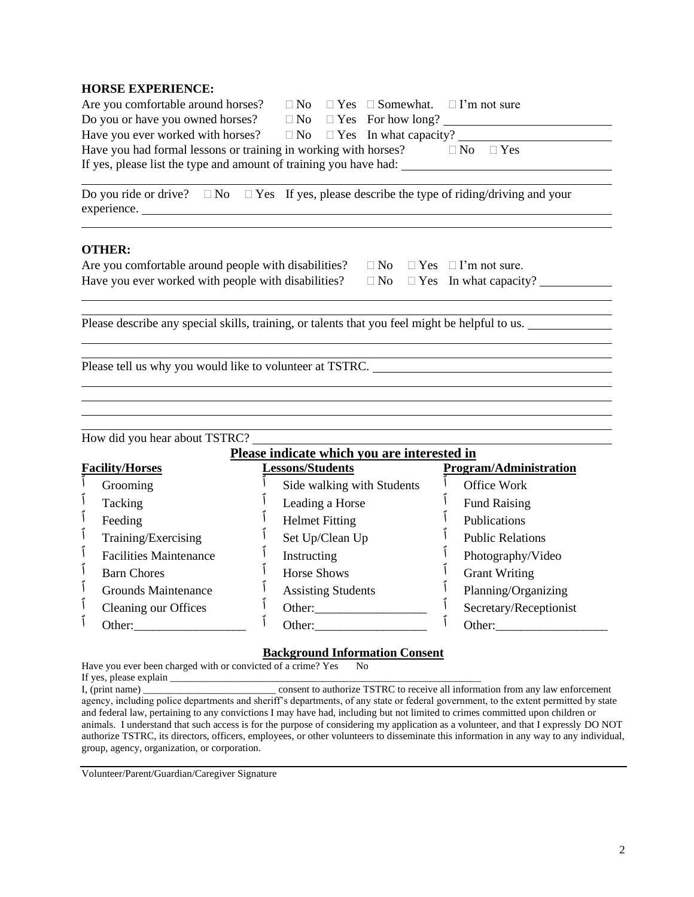**HORSE EXPERIENCE:**

Are you comfortable around horses? □ No □ Yes □ Somewhat. □ I'm not sure

Do you or have you owned horses? □ No □ Yes For how long? ___________________________

Have you ever worked with horses? □ No □ Yes In what capacity? ___________________________

Have you had formal lessons or training in working with horses? □ No □ Yes

If yes, please list the type and amount of training you have had: ___________________________

_______________________________________________________________________________

Do you ride or drive? □ No □ Yes If yes, please describe the type of riding/driving and your experience. ___________________________

_______________________________________________________________________________

**OTHER:**

Are you comfortable around people with disabilities? □ No □ Yes □ I'm not sure.

Have you ever worked with people with disabilities? □ No □ Yes In what capacity? ___________

_______________________________________________________________________________

_______________________________________________________________________________

Please describe any special skills, training, or talents that you feel might be helpful to us. ___________

_______________________________________________________________________________

_______________________________________________________________________________

Please tell us why you would like to volunteer at TSTRC. ___________________________

_______________________________________________________________________________

_______________________________________________________________________________

_______________________________________________________________________________

_______________________________________________________________________________

How did you hear about TSTRC? ___________________________

**Please indicate which you are interested in**

| **Facility/Horses** | **Lessons/Students** | **Program/Administration** |
|---|---|---|
| □ Grooming | □ Side walking with Students | □ Office Work |
| □ Tacking | □ Leading a Horse | □ Fund Raising |
| □ Feeding | □ Helmet Fitting | □ Publications |
| □ Training/Exercising | □ Set Up/Clean Up | □ Public Relations |
| □ Facilities Maintenance | □ Instructing | □ Photography/Video |
| □ Barn Chores | □ Horse Shows | □ Grant Writing |
| □ Grounds Maintenance | □ Assisting Students | □ Planning/Organizing |
| □ Cleaning our Offices | □ Other:__________________ | □ Secretary/Receptionist |
| □ Other:__________________ | □ Other:__________________ | □ Other:__________________ |

**Background Information Consent**

Have you ever been charged with or convicted of a crime? Yes No

If yes, please explain _______________________________________________________________

I, (print name) __________________________ consent to authorize TSTRC to receive all information from any law enforcement agency, including police departments and sheriff's departments, of any state or federal government, to the extent permitted by state and federal law, pertaining to any convictions I may have had, including but not limited to crimes committed upon children or animals. I understand that such access is for the purpose of considering my application as a volunteer, and that I expressly DO NOT authorize TSTRC, its directors, officers, employees, or other volunteers to disseminate this information in any way to any individual, group, agency, organization, or corporation.

_______________________________________________________________________________

Volunteer/Parent/Guardian/Caregiver Signature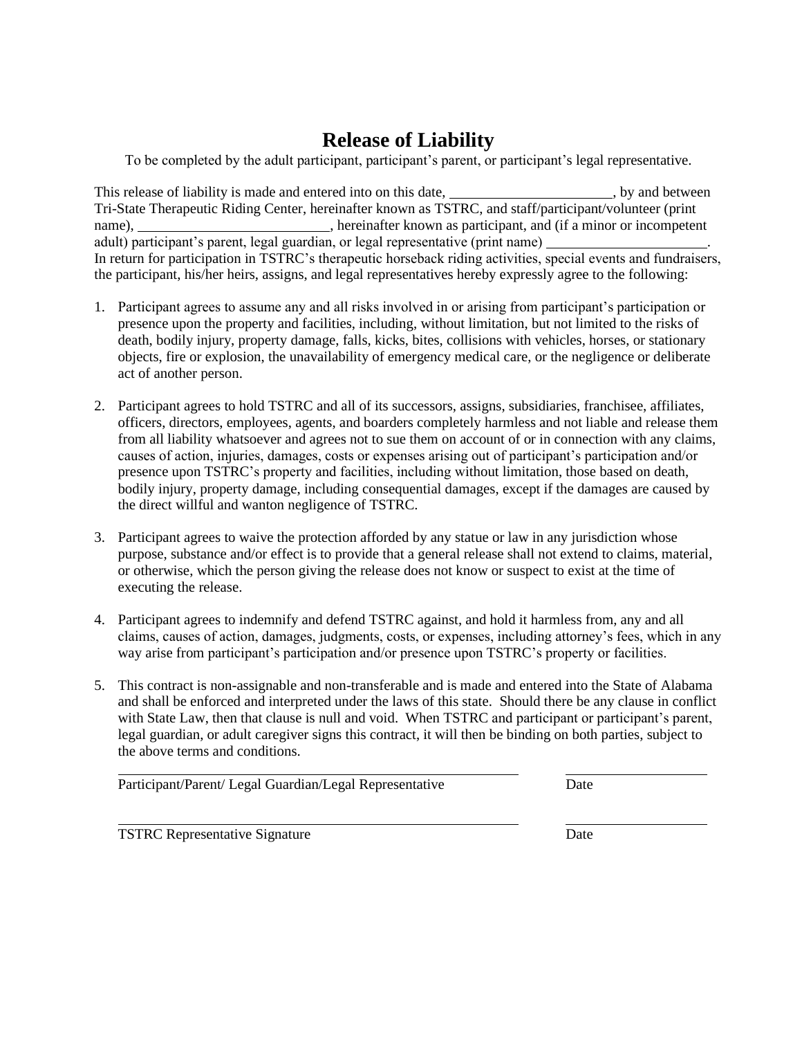# Release of Liability

To be completed by the adult participant, participant's parent, or participant's legal representative.

This release of liability is made and entered into on this date, ______________________, by and between Tri-State Therapeutic Riding Center, hereinafter known as TSTRC, and staff/participant/volunteer (print name), __________________________, hereinafter known as participant, and (if a minor or incompetent adult) participant's parent, legal guardian, or legal representative (print name) ______________________. In return for participation in TSTRC's therapeutic horseback riding activities, special events and fundraisers, the participant, his/her heirs, assigns, and legal representatives hereby expressly agree to the following:

1. Participant agrees to assume any and all risks involved in or arising from participant's participation or presence upon the property and facilities, including, without limitation, but not limited to the risks of death, bodily injury, property damage, falls, kicks, bites, collisions with vehicles, horses, or stationary objects, fire or explosion, the unavailability of emergency medical care, or the negligence or deliberate act of another person.

2. Participant agrees to hold TSTRC and all of its successors, assigns, subsidiaries, franchisee, affiliates, officers, directors, employees, agents, and boarders completely harmless and not liable and release them from all liability whatsoever and agrees not to sue them on account of or in connection with any claims, causes of action, injuries, damages, costs or expenses arising out of participant's participation and/or presence upon TSTRC's property and facilities, including without limitation, those based on death, bodily injury, property damage, including consequential damages, except if the damages are caused by the direct willful and wanton negligence of TSTRC.

3. Participant agrees to waive the protection afforded by any statue or law in any jurisdiction whose purpose, substance and/or effect is to provide that a general release shall not extend to claims, material, or otherwise, which the person giving the release does not know or suspect to exist at the time of executing the release.

4. Participant agrees to indemnify and defend TSTRC against, and hold it harmless from, any and all claims, causes of action, damages, judgments, costs, or expenses, including attorney's fees, which in any way arise from participant's participation and/or presence upon TSTRC's property or facilities.

5. This contract is non-assignable and non-transferable and is made and entered into the State of Alabama and shall be enforced and interpreted under the laws of this state. Should there be any clause in conflict with State Law, then that clause is null and void. When TSTRC and participant or participant's parent, legal guardian, or adult caregiver signs this contract, it will then be binding on both parties, subject to the above terms and conditions.

______________________________________________ ________________

Participant/Parent/ Legal Guardian/Legal Representative Date

______________________________________________ ________________

TSTRC Representative Signature Date